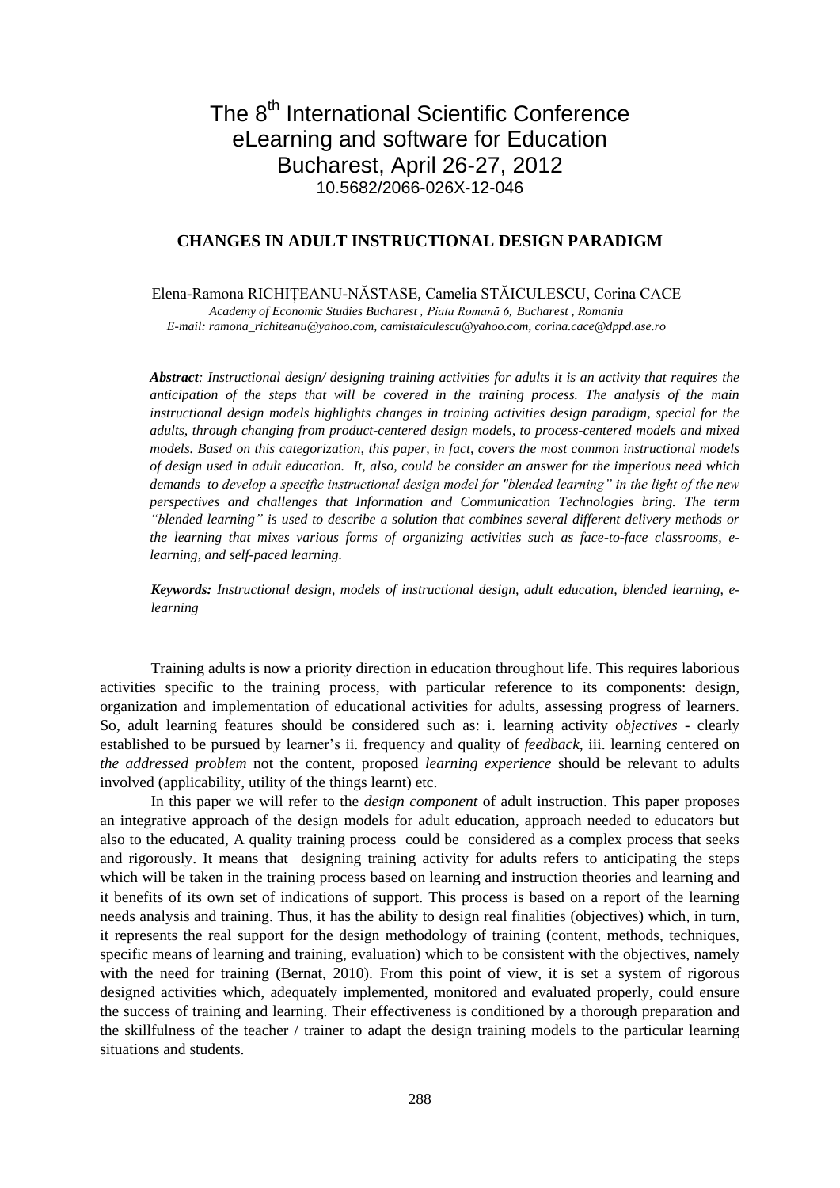# The 8[th] International Scientific Conference eLearning and software for Education Bucharest, April 26-27, 2012

10.5682/2066-026X-12-046

## CHANGES IN ADULT INSTRUCTIONAL DESIGN PARADIGM

Elena-Ramona RICHIȚEANU-NĂSTASE, Camelia STĂICULESCU, Corina CACE

*Academy of Economic Studies Bucharest , Piata Romană 6, Bucharest , Romania*
*E-mail: ramona_richiteanu@yahoo.com, camistaiculescu@yahoo.com, corina.cace@dppd.ase.ro*

***Abstract**: Instructional design/ designing training activities for adults it is an activity that requires the anticipation of the steps that will be covered in the training process. The analysis of the main instructional design models highlights changes in training activities design paradigm, special for the adults, through changing from product-centered design models, to process-centered models and mixed models. Based on this categorization, this paper, in fact, covers the most common instructional models of design used in adult education. It, also, could be consider an answer for the imperious need which demands to develop a specific instructional design model for "blended learning" in the light of the new perspectives and challenges that Information and Communication Technologies bring. The term "blended learning" is used to describe a solution that combines several different delivery methods or the learning that mixes various forms of organizing activities such as face-to-face classrooms, e-learning, and self-paced learning.*

***Keywords:** Instructional design, models of instructional design, adult education, blended learning, e-learning*

Training adults is now a priority direction in education throughout life. This requires laborious activities specific to the training process, with particular reference to its components: design, organization and implementation of educational activities for adults, assessing progress of learners. So, adult learning features should be considered such as: i. learning activity *objectives* - clearly established to be pursued by learner's ii. frequency and quality of *feedback*, iii. learning centered on *the addressed problem* not the content, proposed *learning experience* should be relevant to adults involved (applicability, utility of the things learnt) etc.

In this paper we will refer to the *design component* of adult instruction. This paper proposes an integrative approach of the design models for adult education, approach needed to educators but also to the educated, A quality training process could be considered as a complex process that seeks and rigorously. It means that designing training activity for adults refers to anticipating the steps which will be taken in the training process based on learning and instruction theories and learning and it benefits of its own set of indications of support. This process is based on a report of the learning needs analysis and training. Thus, it has the ability to design real finalities (objectives) which, in turn, it represents the real support for the design methodology of training (content, methods, techniques, specific means of learning and training, evaluation) which to be consistent with the objectives, namely with the need for training (Bernat, 2010). From this point of view, it is set a system of rigorous designed activities which, adequately implemented, monitored and evaluated properly, could ensure the success of training and learning. Their effectiveness is conditioned by a thorough preparation and the skillfulness of the teacher / trainer to adapt the design training models to the particular learning situations and students.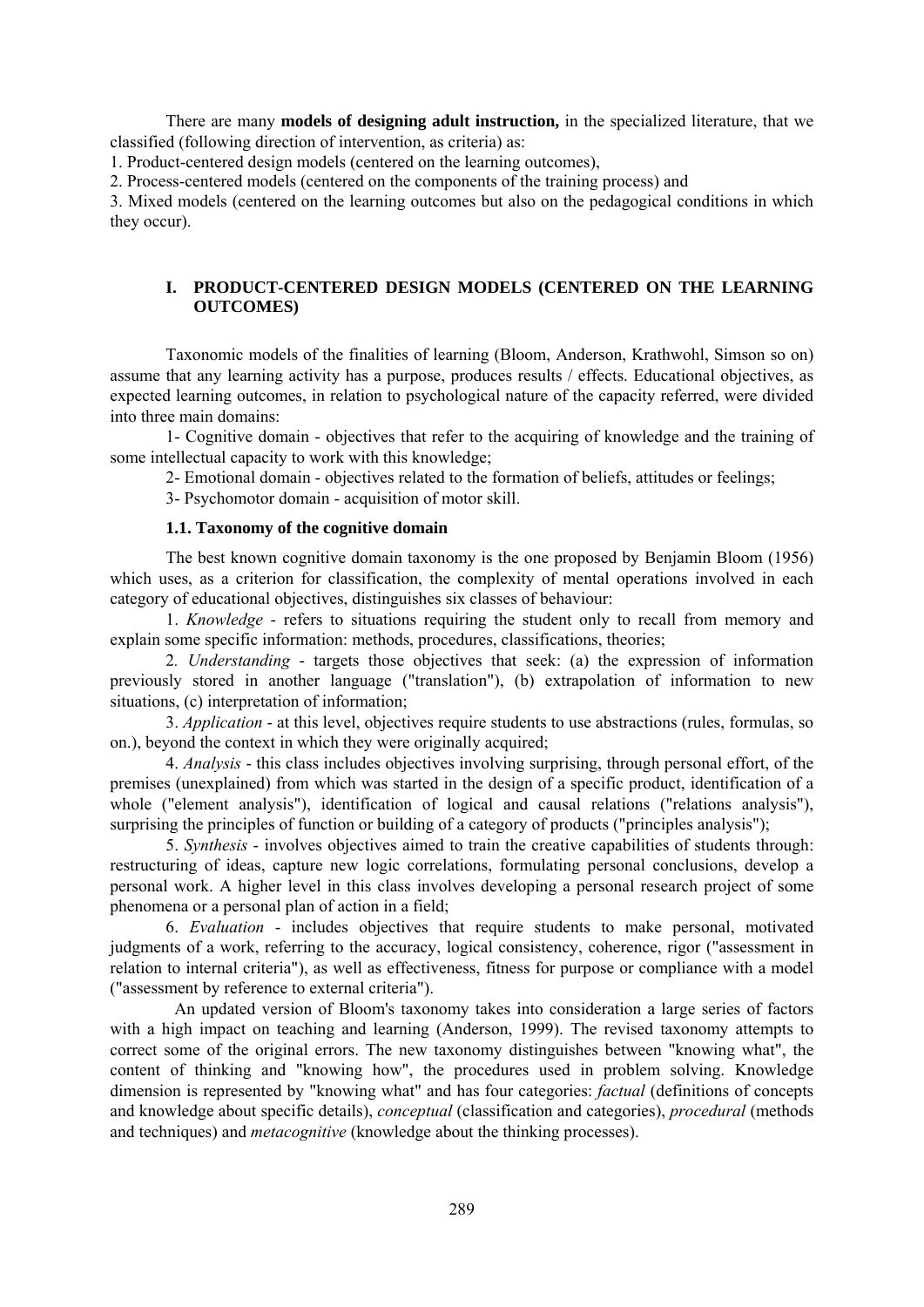There are many **models of designing adult instruction,** in the specialized literature, that we classified (following direction of intervention, as criteria) as:

1. Product-centered design models (centered on the learning outcomes),
2. Process-centered models (centered on the components of the training process) and
3. Mixed models (centered on the learning outcomes but also on the pedagogical conditions in which they occur).

## I. PRODUCT-CENTERED DESIGN MODELS (CENTERED ON THE LEARNING OUTCOMES)

Taxonomic models of the finalities of learning (Bloom, Anderson, Krathwohl, Simson so on) assume that any learning activity has a purpose, produces results / effects. Educational objectives, as expected learning outcomes, in relation to psychological nature of the capacity referred, were divided into three main domains:

1- Cognitive domain - objectives that refer to the acquiring of knowledge and the training of some intellectual capacity to work with this knowledge;

2- Emotional domain - objectives related to the formation of beliefs, attitudes or feelings;

3- Psychomotor domain - acquisition of motor skill.

### 1.1. Taxonomy of the cognitive domain

The best known cognitive domain taxonomy is the one proposed by Benjamin Bloom (1956) which uses, as a criterion for classification, the complexity of mental operations involved in each category of educational objectives, distinguishes six classes of behaviour:

1. *Knowledge* - refers to situations requiring the student only to recall from memory and explain some specific information: methods, procedures, classifications, theories;

2. *Understanding* - targets those objectives that seek: (a) the expression of information previously stored in another language ("translation"), (b) extrapolation of information to new situations, (c) interpretation of information;

3. *Application* - at this level, objectives require students to use abstractions (rules, formulas, so on.), beyond the context in which they were originally acquired;

4. *Analysis* - this class includes objectives involving surprising, through personal effort, of the premises (unexplained) from which was started in the design of a specific product, identification of a whole ("element analysis"), identification of logical and causal relations ("relations analysis"), surprising the principles of function or building of a category of products ("principles analysis");

5. *Synthesis* - involves objectives aimed to train the creative capabilities of students through: restructuring of ideas, capture new logic correlations, formulating personal conclusions, develop a personal work. A higher level in this class involves developing a personal research project of some phenomena or a personal plan of action in a field;

6. *Evaluation* - includes objectives that require students to make personal, motivated judgments of a work, referring to the accuracy, logical consistency, coherence, rigor ("assessment in relation to internal criteria"), as well as effectiveness, fitness for purpose or compliance with a model ("assessment by reference to external criteria").

An updated version of Bloom's taxonomy takes into consideration a large series of factors with a high impact on teaching and learning (Anderson, 1999). The revised taxonomy attempts to correct some of the original errors. The new taxonomy distinguishes between "knowing what", the content of thinking and "knowing how", the procedures used in problem solving. Knowledge dimension is represented by "knowing what" and has four categories: *factual* (definitions of concepts and knowledge about specific details), *conceptual* (classification and categories), *procedural* (methods and techniques) and *metacognitive* (knowledge about the thinking processes).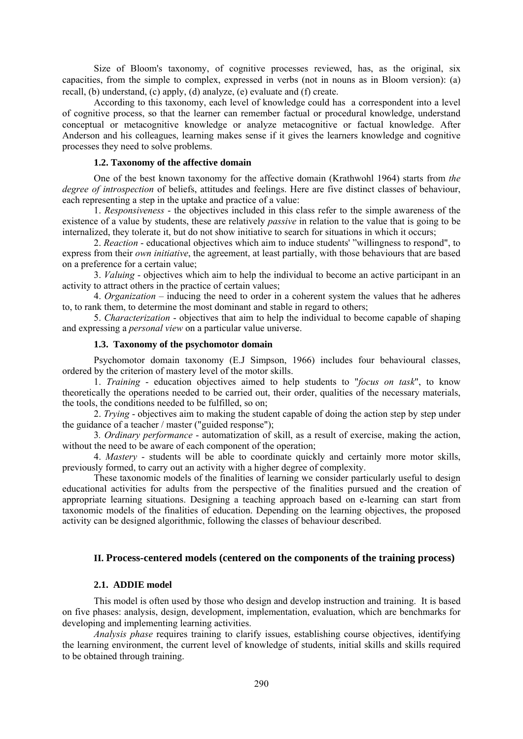Size of Bloom's taxonomy, of cognitive processes reviewed, has, as the original, six capacities, from the simple to complex, expressed in verbs (not in nouns as in Bloom version): (a) recall, (b) understand, (c) apply, (d) analyze, (e) evaluate and (f) create.

According to this taxonomy, each level of knowledge could has a correspondent into a level of cognitive process, so that the learner can remember factual or procedural knowledge, understand conceptual or metacognitive knowledge or analyze metacognitive or factual knowledge. After Anderson and his colleagues, learning makes sense if it gives the learners knowledge and cognitive processes they need to solve problems.

### 1.2. Taxonomy of the affective domain

One of the best known taxonomy for the affective domain (Krathwohl 1964) starts from *the degree of introspection* of beliefs, attitudes and feelings. Here are five distinct classes of behaviour, each representing a step in the uptake and practice of a value:

1. *Responsiveness* - the objectives included in this class refer to the simple awareness of the existence of a value by students, these are relatively *passive* in relation to the value that is going to be internalized, they tolerate it, but do not show initiative to search for situations in which it occurs;

2. *Reaction* - educational objectives which aim to induce students' "willingness to respond", to express from their *own initiative*, the agreement, at least partially, with those behaviours that are based on a preference for a certain value;

3. *Valuing* - objectives which aim to help the individual to become an active participant in an activity to attract others in the practice of certain values;

4. *Organization* – inducing the need to order in a coherent system the values that he adheres to, to rank them, to determine the most dominant and stable in regard to others;

5. *Characterization* - objectives that aim to help the individual to become capable of shaping and expressing a *personal view* on a particular value universe.

### 1.3. Taxonomy of the psychomotor domain

Psychomotor domain taxonomy (E.J Simpson, 1966) includes four behavioural classes, ordered by the criterion of mastery level of the motor skills.

1. *Training* - education objectives aimed to help students to "*focus on task*", to know theoretically the operations needed to be carried out, their order, qualities of the necessary materials, the tools, the conditions needed to be fulfilled, so on;

2. *Trying* - objectives aim to making the student capable of doing the action step by step under the guidance of a teacher / master ("guided response");

3. *Ordinary performance* - automatization of skill, as a result of exercise, making the action, without the need to be aware of each component of the operation;

4. *Mastery* - students will be able to coordinate quickly and certainly more motor skills, previously formed, to carry out an activity with a higher degree of complexity.

These taxonomic models of the finalities of learning we consider particularly useful to design educational activities for adults from the perspective of the finalities pursued and the creation of appropriate learning situations. Designing a teaching approach based on e-learning can start from taxonomic models of the finalities of education. Depending on the learning objectives, the proposed activity can be designed algorithmic, following the classes of behaviour described.

## II. Process-centered models (centered on the components of the training process)

### 2.1. ADDIE model

This model is often used by those who design and develop instruction and training. It is based on five phases: analysis, design, development, implementation, evaluation, which are benchmarks for developing and implementing learning activities.

*Analysis phase* requires training to clarify issues, establishing course objectives, identifying the learning environment, the current level of knowledge of students, initial skills and skills required to be obtained through training.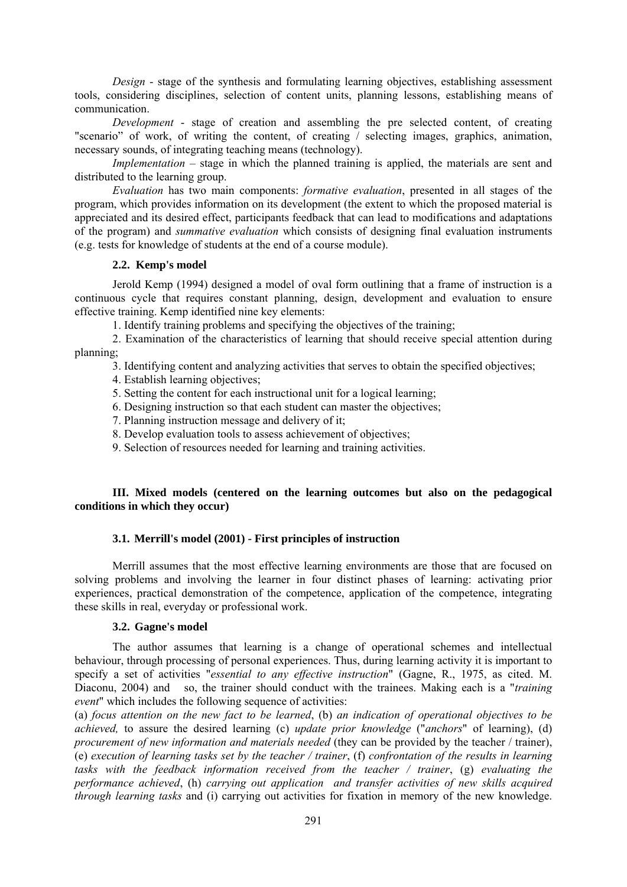*Design* - stage of the synthesis and formulating learning objectives, establishing assessment tools, considering disciplines, selection of content units, planning lessons, establishing means of communication.

*Development* - stage of creation and assembling the pre selected content, of creating "scenario" of work, of writing the content, of creating / selecting images, graphics, animation, necessary sounds, of integrating teaching means (technology).

*Implementation* – stage in which the planned training is applied, the materials are sent and distributed to the learning group.

*Evaluation* has two main components: *formative evaluation*, presented in all stages of the program, which provides information on its development (the extent to which the proposed material is appreciated and its desired effect, participants feedback that can lead to modifications and adaptations of the program) and *summative evaluation* which consists of designing final evaluation instruments (e.g. tests for knowledge of students at the end of a course module).

### 2.2. Kemp's model

Jerold Kemp (1994) designed a model of oval form outlining that a frame of instruction is a continuous cycle that requires constant planning, design, development and evaluation to ensure effective training. Kemp identified nine key elements:

1. Identify training problems and specifying the objectives of the training;
2. Examination of the characteristics of learning that should receive special attention during planning;
3. Identifying content and analyzing activities that serves to obtain the specified objectives;
4. Establish learning objectives;
5. Setting the content for each instructional unit for a logical learning;
6. Designing instruction so that each student can master the objectives;
7. Planning instruction message and delivery of it;
8. Develop evaluation tools to assess achievement of objectives;
9. Selection of resources needed for learning and training activities.

## III. Mixed models (centered on the learning outcomes but also on the pedagogical conditions in which they occur)

### 3.1. Merrill's model (2001) - First principles of instruction

Merrill assumes that the most effective learning environments are those that are focused on solving problems and involving the learner in four distinct phases of learning: activating prior experiences, practical demonstration of the competence, application of the competence, integrating these skills in real, everyday or professional work.

### 3.2. Gagne's model

The author assumes that learning is a change of operational schemes and intellectual behaviour, through processing of personal experiences. Thus, during learning activity it is important to specify a set of activities "*essential to any effective instruction*" (Gagne, R., 1975, as cited. M. Diaconu, 2004) and so, the trainer should conduct with the trainees. Making each is a "*training event*" which includes the following sequence of activities:

(a) *focus attention on the new fact to be learned*, (b) *an indication of operational objectives to be achieved,* to assure the desired learning (c) *update prior knowledge* ("*anchors*" of learning), (d) *procurement of new information and materials needed* (they can be provided by the teacher / trainer), (e) *execution of learning tasks set by the teacher / trainer*, (f) *confrontation of the results in learning tasks with the feedback information received from the teacher / trainer*, (g) *evaluating the performance achieved*, (h) *carrying out application and transfer activities of new skills acquired through learning tasks* and (i) carrying out activities for fixation in memory of the new knowledge.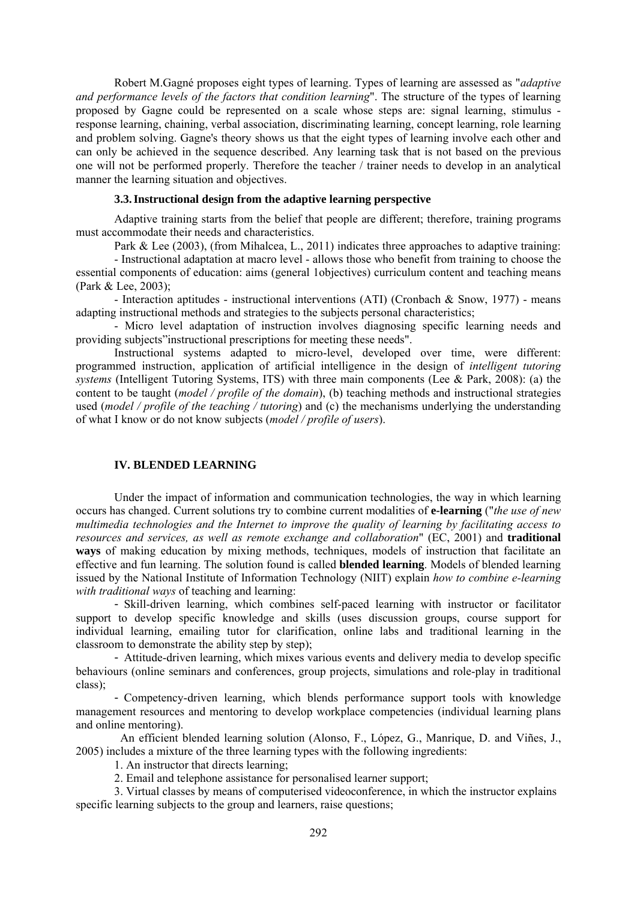Robert M.Gagné proposes eight types of learning. Types of learning are assessed as "*adaptive and performance levels of the factors that condition learning*". The structure of the types of learning proposed by Gagne could be represented on a scale whose steps are: signal learning, stimulus - response learning, chaining, verbal association, discriminating learning, concept learning, role learning and problem solving. Gagne's theory shows us that the eight types of learning involve each other and can only be achieved in the sequence described. Any learning task that is not based on the previous one will not be performed properly. Therefore the teacher / trainer needs to develop in an analytical manner the learning situation and objectives.

### 3.3. Instructional design from the adaptive learning perspective

Adaptive training starts from the belief that people are different; therefore, training programs must accommodate their needs and characteristics.

Park & Lee (2003), (from Mihalcea, L., 2011) indicates three approaches to adaptive training:

- Instructional adaptation at macro level - allows those who benefit from training to choose the essential components of education: aims (general 1objectives) curriculum content and teaching means (Park & Lee, 2003);

- Interaction aptitudes - instructional interventions (ATI) (Cronbach & Snow, 1977) - means adapting instructional methods and strategies to the subjects personal characteristics;

- Micro level adaptation of instruction involves diagnosing specific learning needs and providing subjects"instructional prescriptions for meeting these needs".

Instructional systems adapted to micro-level, developed over time, were different: programmed instruction, application of artificial intelligence in the design of *intelligent tutoring systems* (Intelligent Tutoring Systems, ITS) with three main components (Lee & Park, 2008): (a) the content to be taught (*model / profile of the domain*), (b) teaching methods and instructional strategies used (*model / profile of the teaching / tutoring*) and (c) the mechanisms underlying the understanding of what I know or do not know subjects (*model / profile of users*).

## IV. BLENDED LEARNING

Under the impact of information and communication technologies, the way in which learning occurs has changed. Current solutions try to combine current modalities of **e-learning** ("*the use of new multimedia technologies and the Internet to improve the quality of learning by facilitating access to resources and services, as well as remote exchange and collaboration*" (EC, 2001) and **traditional ways** of making education by mixing methods, techniques, models of instruction that facilitate an effective and fun learning. The solution found is called **blended learning**. Models of blended learning issued by the National Institute of Information Technology (NIIT) explain *how to combine e-learning with traditional ways* of teaching and learning:

- Skill-driven learning, which combines self-paced learning with instructor or facilitator support to develop specific knowledge and skills (uses discussion groups, course support for individual learning, emailing tutor for clarification, online labs and traditional learning in the classroom to demonstrate the ability step by step);

- Attitude-driven learning, which mixes various events and delivery media to develop specific behaviours (online seminars and conferences, group projects, simulations and role-play in traditional class);

- Competency-driven learning, which blends performance support tools with knowledge management resources and mentoring to develop workplace competencies (individual learning plans and online mentoring).

An efficient blended learning solution (Alonso, F., López, G., Manrique, D. and Viñes, J., 2005) includes a mixture of the three learning types with the following ingredients:

1. An instructor that directs learning;
2. Email and telephone assistance for personalised learner support;
3. Virtual classes by means of computerised videoconference, in which the instructor explains specific learning subjects to the group and learners, raise questions;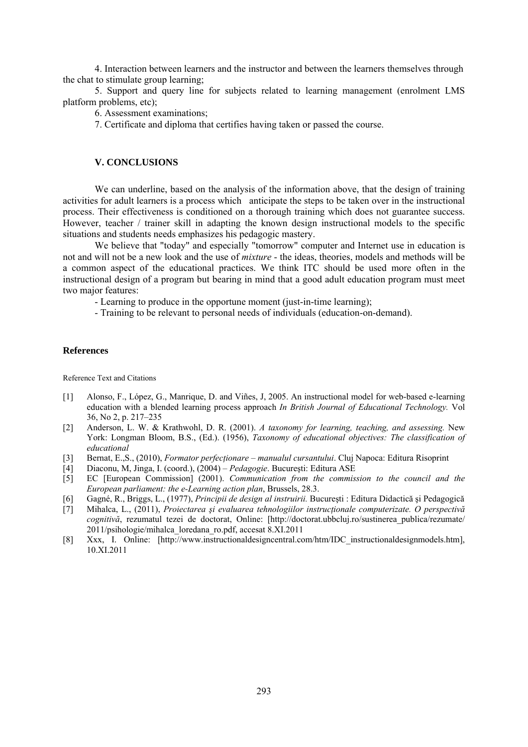4. Interaction between learners and the instructor and between the learners themselves through the chat to stimulate group learning;

5. Support and query line for subjects related to learning management (enrolment LMS platform problems, etc);

6. Assessment examinations;

7. Certificate and diploma that certifies having taken or passed the course.

## V. CONCLUSIONS

We can underline, based on the analysis of the information above, that the design of training activities for adult learners is a process which anticipate the steps to be taken over in the instructional process. Their effectiveness is conditioned on a thorough training which does not guarantee success. However, teacher / trainer skill in adapting the known design instructional models to the specific situations and students needs emphasizes his pedagogic mastery.

We believe that "today" and especially "tomorrow" computer and Internet use in education is not and will not be a new look and the use of *mixture* - the ideas, theories, models and methods will be a common aspect of the educational practices. We think ITC should be used more often in the instructional design of a program but bearing in mind that a good adult education program must meet two major features:

- Learning to produce in the opportune moment (just-in-time learning);
- Training to be relevant to personal needs of individuals (education-on-demand).

## References

Reference Text and Citations

[1] Alonso, F., López, G., Manrique, D. and Viñes, J, 2005. An instructional model for web-based e-learning education with a blended learning process approach *In British Journal of Educational Technology.* Vol 36, No 2, p. 217–235

[2] Anderson, L. W. & Krathwohl, D. R. (2001). *A taxonomy for learning, teaching, and assessing.* New York: Longman Bloom, B.S., (Ed.). (1956), *Taxonomy of educational objectives: The classification of educational*

[3] Bernat, E.,S., (2010), *Formator perfecționare – manualul cursantului*. Cluj Napoca: Editura Risoprint

[4] Diaconu, M, Jinga, I. (coord.), (2004) – *Pedagogie*. București: Editura ASE

[5] EC [European Commission] (2001). *Communication from the commission to the council and the European parliament: the e-Learning action plan*, Brussels, 28.3.

[6] Gagné, R., Briggs, L., (1977), *Principii de design al instruirii.* București : Editura Didactică şi Pedagogică

[7] Mihalca, L., (2011), *Proiectarea şi evaluarea tehnologiilor instrucționale computerizate. O perspectivă cognitivă*, rezumatul tezei de doctorat, Online: [http://doctorat.ubbcluj.ro/sustinerea_publica/rezumate/2011/psihologie/mihalca_loredana_ro.pdf, accesat 8.XI.2011

[8] Xxx, I. Online: [http://www.instructionaldesigncentral.com/htm/IDC_instructionaldesignmodels.htm], 10.XI.2011